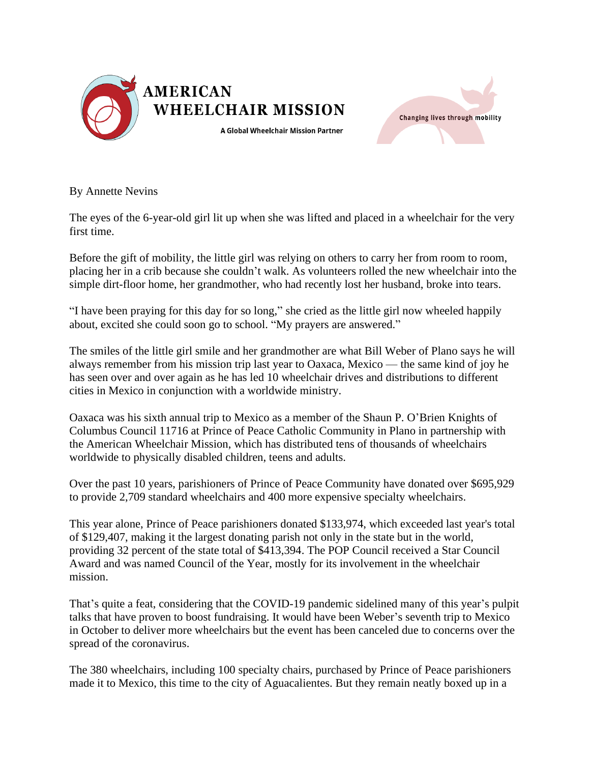**AMERICAN WHEELCHAIR MISSION**

A Global Wheelchair Mission Partner

Changing lives through mobility

By Annette Nevins

The eyes of the 6-year-old girl lit up when she was lifted and placed in a wheelchair for the very first time.

Before the gift of mobility, the little girl was relying on others to carry her from room to room, placing her in a crib because she couldn't walk. As volunteers rolled the new wheelchair into the simple dirt-floor home, her grandmother, who had recently lost her husband, broke into tears.

"I have been praying for this day for so long," she cried as the little girl now wheeled happily about, excited she could soon go to school. "My prayers are answered."

The smiles of the little girl smile and her grandmother are what Bill Weber of Plano says he will always remember from his mission trip last year to Oaxaca, Mexico — the same kind of joy he has seen over and over again as he has led 10 wheelchair drives and distributions to different cities in Mexico in conjunction with a worldwide ministry.

Oaxaca was his sixth annual trip to Mexico as a member of the Shaun P. O'Brien Knights of Columbus Council 11716 at Prince of Peace Catholic Community in Plano in partnership with the American Wheelchair Mission, which has distributed tens of thousands of wheelchairs worldwide to physically disabled children, teens and adults.

Over the past 10 years, parishioners of Prince of Peace Community have donated over $695,929 to provide 2,709 standard wheelchairs and 400 more expensive specialty wheelchairs.

This year alone, Prince of Peace parishioners donated $133,974, which exceeded last year's total of $129,407, making it the largest donating parish not only in the state but in the world, providing 32 percent of the state total of $413,394. The POP Council received a Star Council Award and was named Council of the Year, mostly for its involvement in the wheelchair mission.

That's quite a feat, considering that the COVID-19 pandemic sidelined many of this year's pulpit talks that have proven to boost fundraising. It would have been Weber's seventh trip to Mexico in October to deliver more wheelchairs but the event has been canceled due to concerns over the spread of the coronavirus.

The 380 wheelchairs, including 100 specialty chairs, purchased by Prince of Peace parishioners made it to Mexico, this time to the city of Aguacalientes. But they remain neatly boxed up in a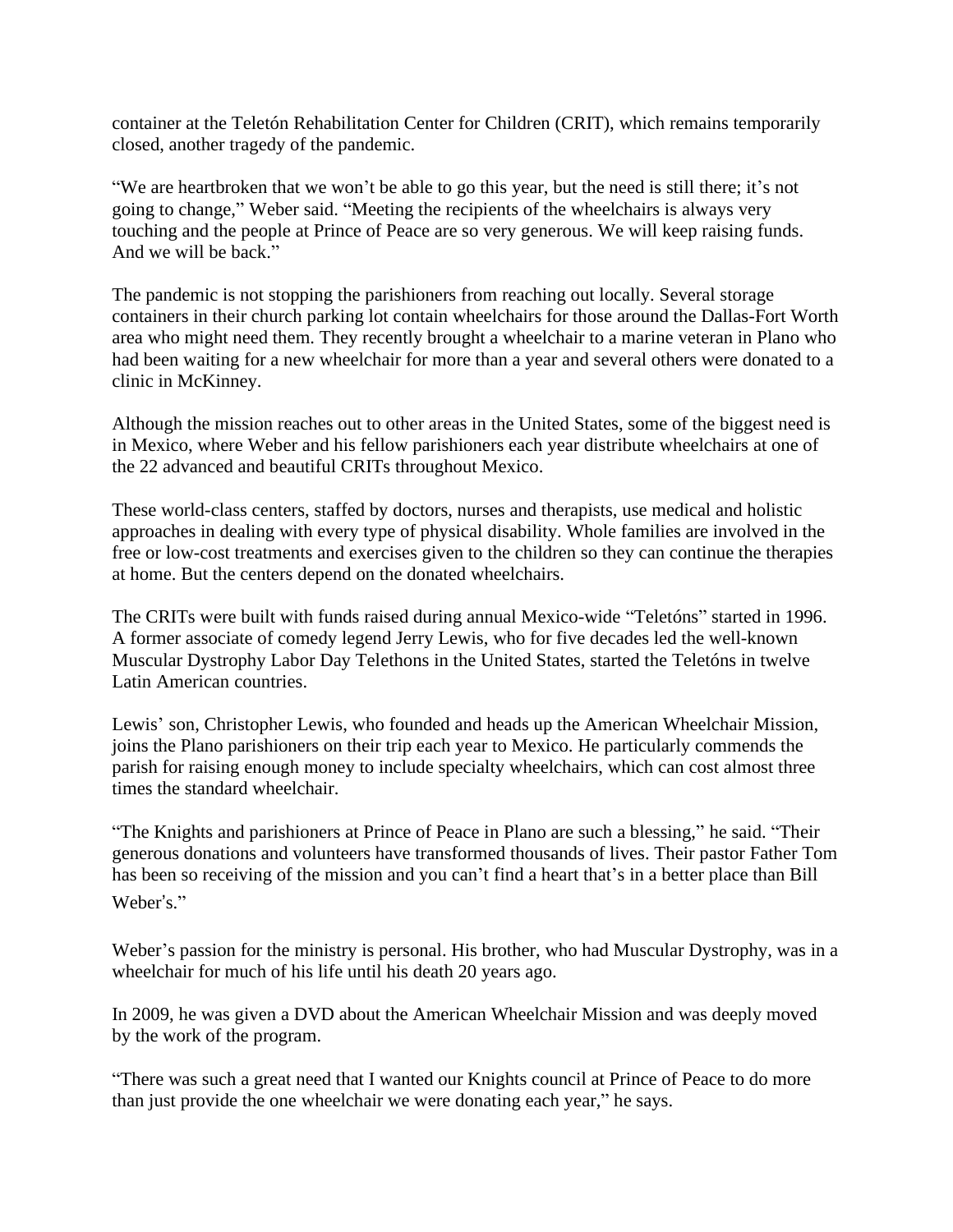container at the Teletón Rehabilitation Center for Children (CRIT), which remains temporarily closed, another tragedy of the pandemic.

"We are heartbroken that we won't be able to go this year, but the need is still there; it's not going to change," Weber said. "Meeting the recipients of the wheelchairs is always very touching and the people at Prince of Peace are so very generous. We will keep raising funds. And we will be back."

The pandemic is not stopping the parishioners from reaching out locally. Several storage containers in their church parking lot contain wheelchairs for those around the Dallas-Fort Worth area who might need them. They recently brought a wheelchair to a marine veteran in Plano who had been waiting for a new wheelchair for more than a year and several others were donated to a clinic in McKinney.

Although the mission reaches out to other areas in the United States, some of the biggest need is in Mexico, where Weber and his fellow parishioners each year distribute wheelchairs at one of the 22 advanced and beautiful CRITs throughout Mexico.

These world-class centers, staffed by doctors, nurses and therapists, use medical and holistic approaches in dealing with every type of physical disability. Whole families are involved in the free or low-cost treatments and exercises given to the children so they can continue the therapies at home. But the centers depend on the donated wheelchairs.

The CRITs were built with funds raised during annual Mexico-wide "Teletóns" started in 1996. A former associate of comedy legend Jerry Lewis, who for five decades led the well-known Muscular Dystrophy Labor Day Telethons in the United States, started the Teletóns in twelve Latin American countries.

Lewis' son, Christopher Lewis, who founded and heads up the American Wheelchair Mission, joins the Plano parishioners on their trip each year to Mexico. He particularly commends the parish for raising enough money to include specialty wheelchairs, which can cost almost three times the standard wheelchair.

"The Knights and parishioners at Prince of Peace in Plano are such a blessing," he said. "Their generous donations and volunteers have transformed thousands of lives. Their pastor Father Tom has been so receiving of the mission and you can't find a heart that's in a better place than Bill Weber's."

Weber's passion for the ministry is personal. His brother, who had Muscular Dystrophy, was in a wheelchair for much of his life until his death 20 years ago.

In 2009, he was given a DVD about the American Wheelchair Mission and was deeply moved by the work of the program.

"There was such a great need that I wanted our Knights council at Prince of Peace to do more than just provide the one wheelchair we were donating each year," he says.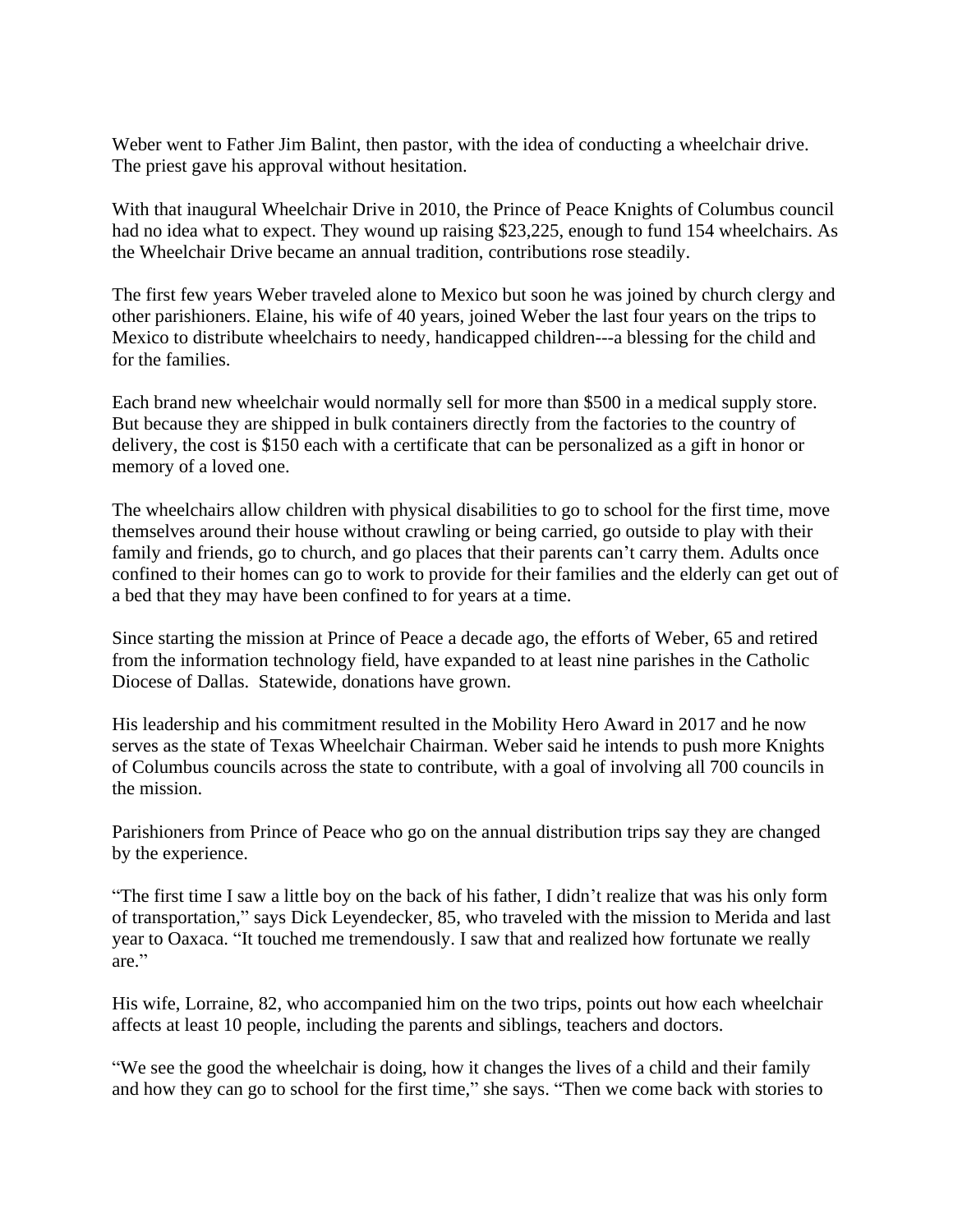Weber went to Father Jim Balint, then pastor, with the idea of conducting a wheelchair drive. The priest gave his approval without hesitation.

With that inaugural Wheelchair Drive in 2010, the Prince of Peace Knights of Columbus council had no idea what to expect. They wound up raising $23,225, enough to fund 154 wheelchairs. As the Wheelchair Drive became an annual tradition, contributions rose steadily.

The first few years Weber traveled alone to Mexico but soon he was joined by church clergy and other parishioners. Elaine, his wife of 40 years, joined Weber the last four years on the trips to Mexico to distribute wheelchairs to needy, handicapped children---a blessing for the child and for the families.

Each brand new wheelchair would normally sell for more than $500 in a medical supply store. But because they are shipped in bulk containers directly from the factories to the country of delivery, the cost is $150 each with a certificate that can be personalized as a gift in honor or memory of a loved one.

The wheelchairs allow children with physical disabilities to go to school for the first time, move themselves around their house without crawling or being carried, go outside to play with their family and friends, go to church, and go places that their parents can't carry them. Adults once confined to their homes can go to work to provide for their families and the elderly can get out of a bed that they may have been confined to for years at a time.

Since starting the mission at Prince of Peace a decade ago, the efforts of Weber, 65 and retired from the information technology field, have expanded to at least nine parishes in the Catholic Diocese of Dallas.  Statewide, donations have grown.

His leadership and his commitment resulted in the Mobility Hero Award in 2017 and he now serves as the state of Texas Wheelchair Chairman. Weber said he intends to push more Knights of Columbus councils across the state to contribute, with a goal of involving all 700 councils in the mission.

Parishioners from Prince of Peace who go on the annual distribution trips say they are changed by the experience.

"The first time I saw a little boy on the back of his father, I didn't realize that was his only form of transportation," says Dick Leyendecker, 85, who traveled with the mission to Merida and last year to Oaxaca. "It touched me tremendously. I saw that and realized how fortunate we really are."

His wife, Lorraine, 82, who accompanied him on the two trips, points out how each wheelchair affects at least 10 people, including the parents and siblings, teachers and doctors.

"We see the good the wheelchair is doing, how it changes the lives of a child and their family and how they can go to school for the first time," she says. "Then we come back with stories to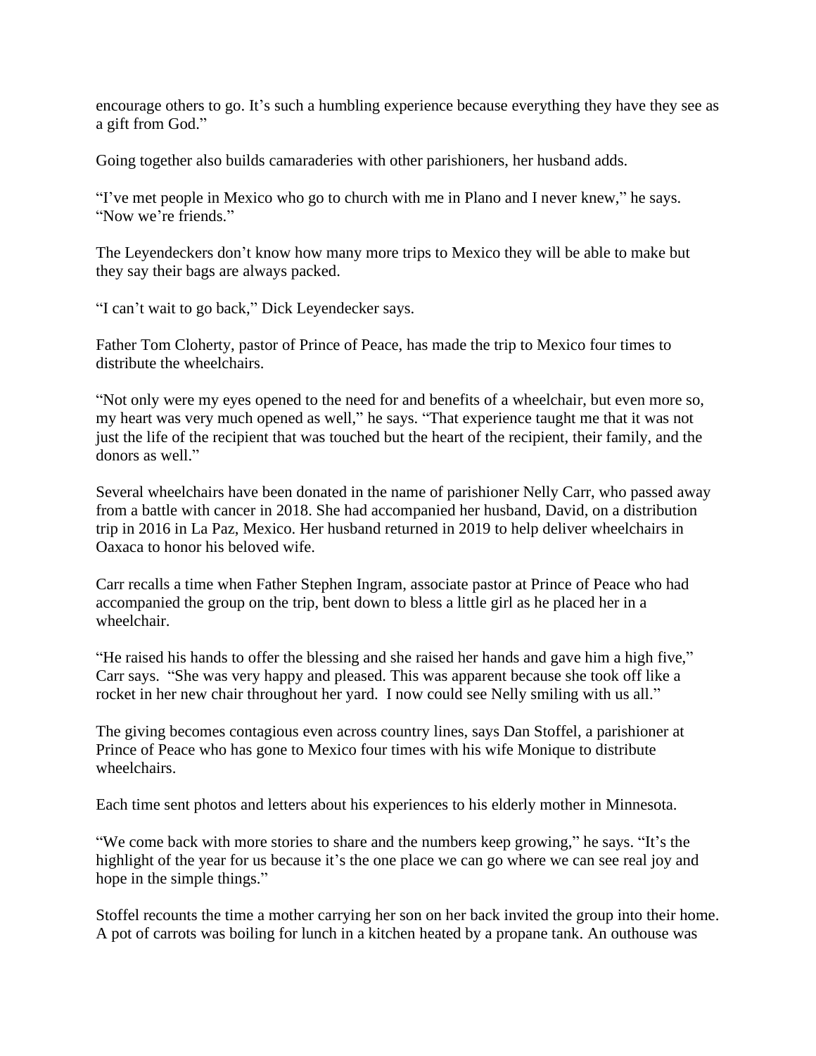encourage others to go. It's such a humbling experience because everything they have they see as a gift from God."

Going together also builds camaraderies with other parishioners, her husband adds.

"I've met people in Mexico who go to church with me in Plano and I never knew," he says. "Now we're friends."

The Leyendeckers don't know how many more trips to Mexico they will be able to make but they say their bags are always packed.

"I can't wait to go back," Dick Leyendecker says.

Father Tom Cloherty, pastor of Prince of Peace, has made the trip to Mexico four times to distribute the wheelchairs.

"Not only were my eyes opened to the need for and benefits of a wheelchair, but even more so, my heart was very much opened as well," he says. "That experience taught me that it was not just the life of the recipient that was touched but the heart of the recipient, their family, and the donors as well."

Several wheelchairs have been donated in the name of parishioner Nelly Carr, who passed away from a battle with cancer in 2018. She had accompanied her husband, David, on a distribution trip in 2016 in La Paz, Mexico. Her husband returned in 2019 to help deliver wheelchairs in Oaxaca to honor his beloved wife.

Carr recalls a time when Father Stephen Ingram, associate pastor at Prince of Peace who had accompanied the group on the trip, bent down to bless a little girl as he placed her in a wheelchair.

"He raised his hands to offer the blessing and she raised her hands and gave him a high five," Carr says. "She was very happy and pleased. This was apparent because she took off like a rocket in her new chair throughout her yard. I now could see Nelly smiling with us all."

The giving becomes contagious even across country lines, says Dan Stoffel, a parishioner at Prince of Peace who has gone to Mexico four times with his wife Monique to distribute wheelchairs.

Each time sent photos and letters about his experiences to his elderly mother in Minnesota.

"We come back with more stories to share and the numbers keep growing," he says. "It's the highlight of the year for us because it's the one place we can go where we can see real joy and hope in the simple things."

Stoffel recounts the time a mother carrying her son on her back invited the group into their home. A pot of carrots was boiling for lunch in a kitchen heated by a propane tank. An outhouse was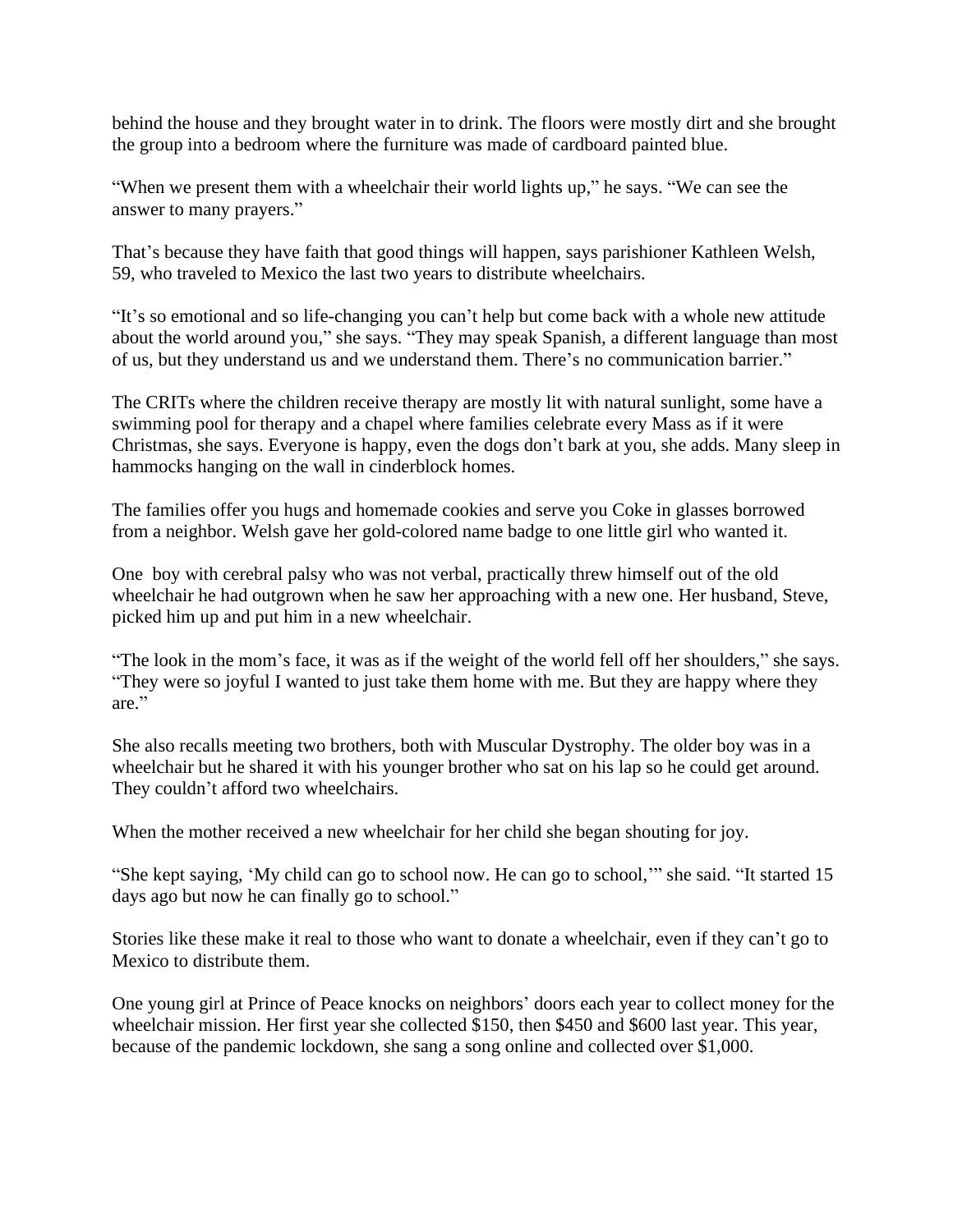behind the house and they brought water in to drink. The floors were mostly dirt and she brought the group into a bedroom where the furniture was made of cardboard painted blue.

"When we present them with a wheelchair their world lights up," he says. "We can see the answer to many prayers."

That's because they have faith that good things will happen, says parishioner Kathleen Welsh, 59, who traveled to Mexico the last two years to distribute wheelchairs.

"It's so emotional and so life-changing you can't help but come back with a whole new attitude about the world around you," she says. "They may speak Spanish, a different language than most of us, but they understand us and we understand them. There's no communication barrier."

The CRITs where the children receive therapy are mostly lit with natural sunlight, some have a swimming pool for therapy and a chapel where families celebrate every Mass as if it were Christmas, she says. Everyone is happy, even the dogs don't bark at you, she adds. Many sleep in hammocks hanging on the wall in cinderblock homes.

The families offer you hugs and homemade cookies and serve you Coke in glasses borrowed from a neighbor. Welsh gave her gold-colored name badge to one little girl who wanted it.

One boy with cerebral palsy who was not verbal, practically threw himself out of the old wheelchair he had outgrown when he saw her approaching with a new one. Her husband, Steve, picked him up and put him in a new wheelchair.

"The look in the mom's face, it was as if the weight of the world fell off her shoulders," she says. "They were so joyful I wanted to just take them home with me. But they are happy where they are."

She also recalls meeting two brothers, both with Muscular Dystrophy. The older boy was in a wheelchair but he shared it with his younger brother who sat on his lap so he could get around. They couldn't afford two wheelchairs.

When the mother received a new wheelchair for her child she began shouting for joy.

"She kept saying, 'My child can go to school now. He can go to school,'" she said. "It started 15 days ago but now he can finally go to school."

Stories like these make it real to those who want to donate a wheelchair, even if they can't go to Mexico to distribute them.

One young girl at Prince of Peace knocks on neighbors' doors each year to collect money for the wheelchair mission. Her first year she collected $150, then $450 and $600 last year. This year, because of the pandemic lockdown, she sang a song online and collected over $1,000.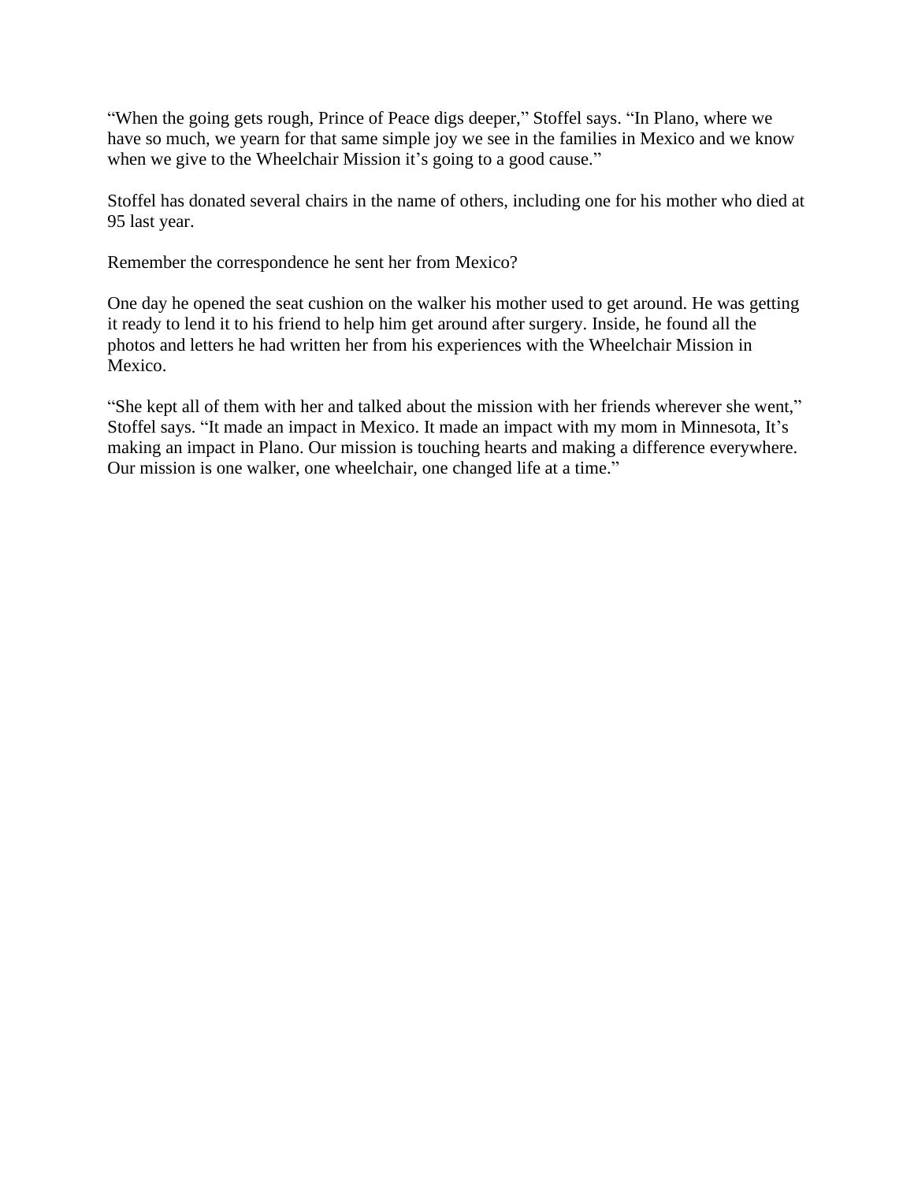"When the going gets rough, Prince of Peace digs deeper," Stoffel says. "In Plano, where we have so much, we yearn for that same simple joy we see in the families in Mexico and we know when we give to the Wheelchair Mission it's going to a good cause."

Stoffel has donated several chairs in the name of others, including one for his mother who died at 95 last year.

Remember the correspondence he sent her from Mexico?

One day he opened the seat cushion on the walker his mother used to get around. He was getting it ready to lend it to his friend to help him get around after surgery. Inside, he found all the photos and letters he had written her from his experiences with the Wheelchair Mission in Mexico.

"She kept all of them with her and talked about the mission with her friends wherever she went," Stoffel says. "It made an impact in Mexico. It made an impact with my mom in Minnesota, It's making an impact in Plano. Our mission is touching hearts and making a difference everywhere. Our mission is one walker, one wheelchair, one changed life at a time."